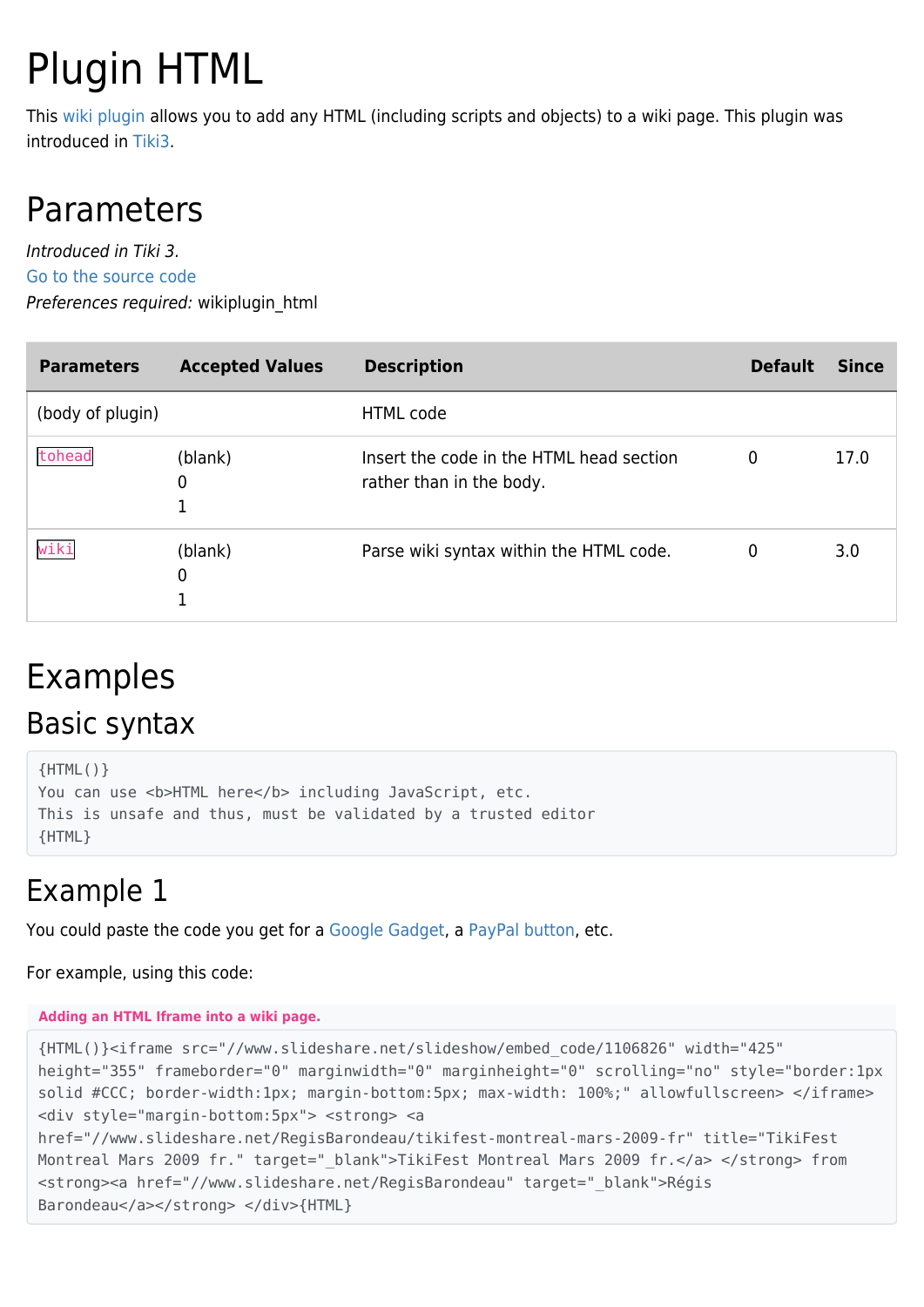# Plugin HTML

This wiki plugin allows you to add any HTML (including scripts and objects) to a wiki page. This plugin was introduced in Tiki3.

## Parameters

*Introduced in Tiki 3.*
Go to the source code
*Preferences required:* wikiplugin_html

| Parameters | Accepted Values | Description | Default | Since |
|---|---|---|---|---|
| (body of plugin) | | HTML code | | |
| `tohead` | (blank)<br>0<br>1 | Insert the code in the HTML head section rather than in the body. | 0 | 17.0 |
| `wiki` | (blank)<br>0<br>1 | Parse wiki syntax within the HTML code. | 0 | 3.0 |

## Examples

### Basic syntax

```
{HTML()}
You can use <b>HTML here</b> including JavaScript, etc.
This is unsafe and thus, must be validated by a trusted editor
{HTML}
```

### Example 1

You could paste the code you get for a Google Gadget, a PayPal button, etc.

For example, using this code:

**Adding an HTML Iframe into a wiki page.**

```
{HTML()}<iframe src="//www.slideshare.net/slideshow/embed_code/1106826" width="425"
height="355" frameborder="0" marginwidth="0" marginheight="0" scrolling="no" style="border:1px
solid #CCC; border-width:1px; margin-bottom:5px; max-width: 100%;" allowfullscreen> </iframe>
<div style="margin-bottom:5px"> <strong> <a
href="//www.slideshare.net/RegisBarondeau/tikifest-montreal-mars-2009-fr" title="TikiFest
Montreal Mars 2009 fr." target="_blank">TikiFest Montreal Mars 2009 fr.</a> </strong> from
<strong><a href="//www.slideshare.net/RegisBarondeau" target="_blank">Régis
Barondeau</a></strong> </div>{HTML}
```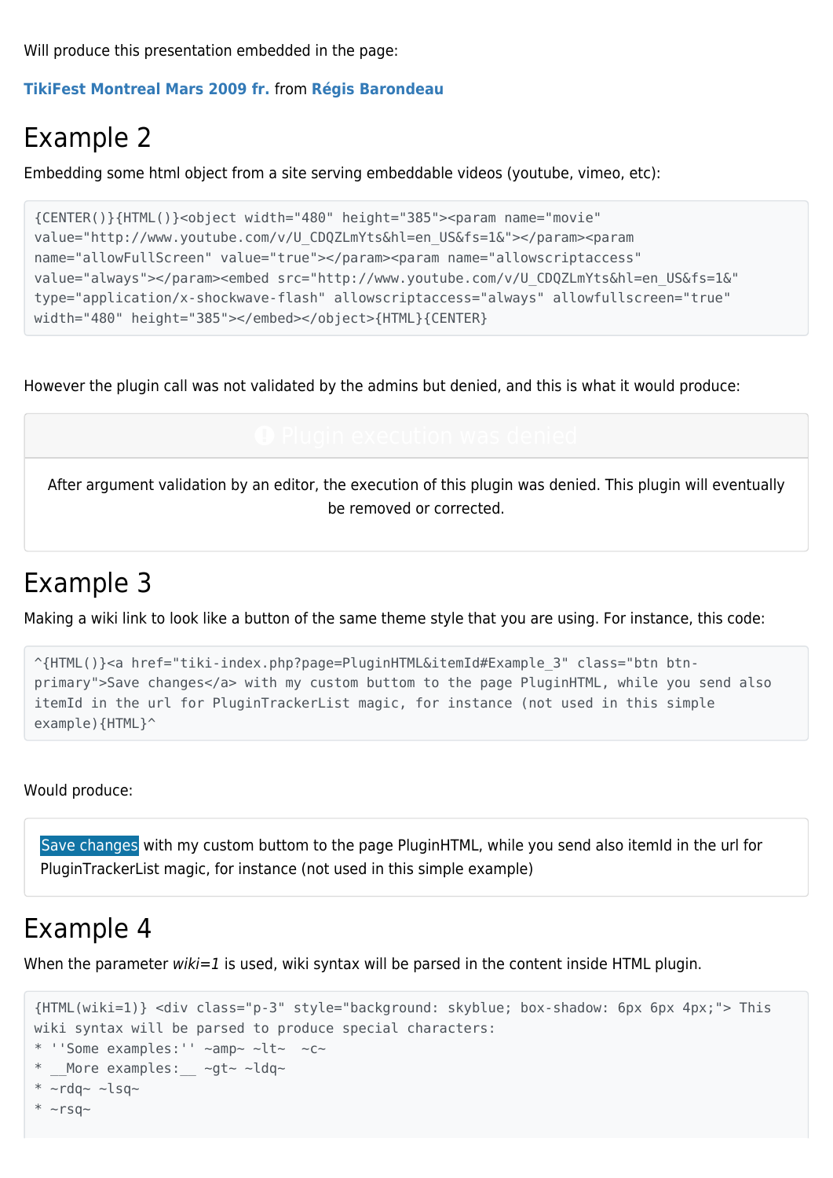Will produce this presentation embedded in the page:

**TikiFest Montreal Mars 2009 fr.** from **Régis Barondeau**

# Example 2

Embedding some html object from a site serving embeddable videos (youtube, vimeo, etc):

```
{CENTER()}{HTML()}<object width="480" height="385"><param name="movie"
value="http://www.youtube.com/v/U_CDQZLmYts&hl=en_US&fs=1&"></param><param
name="allowFullScreen" value="true"></param><param name="allowscriptaccess"
value="always"></param><embed src="http://www.youtube.com/v/U_CDQZLmYts&hl=en_US&fs=1&"
type="application/x-shockwave-flash" allowscriptaccess="always" allowfullscreen="true"
width="480" height="385"></embed></object>{HTML}{CENTER}
```

However the plugin call was not validated by the admins but denied, and this is what it would produce:

> **Plugin execution was denied**
>
> After argument validation by an editor, the execution of this plugin was denied. This plugin will eventually be removed or corrected.

# Example 3

Making a wiki link to look like a button of the same theme style that you are using. For instance, this code:

```
^{HTML()}<a href="tiki-index.php?page=PluginHTML&itemId#Example_3" class="btn btn-
primary">Save changes</a> with my custom buttom to the page PluginHTML, while you send also
itemId in the url for PluginTrackerList magic, for instance (not used in this simple
example){HTML}^
```

Would produce:

> Save changes with my custom buttom to the page PluginHTML, while you send also itemId in the url for PluginTrackerList magic, for instance (not used in this simple example)

# Example 4

When the parameter *wiki=1* is used, wiki syntax will be parsed in the content inside HTML plugin.

```
{HTML(wiki=1)} <div class="p-3" style="background: skyblue; box-shadow: 6px 6px 4px;"> This
wiki syntax will be parsed to produce special characters:
* ''Some examples:'' ~amp~ ~lt~  ~c~
* __More examples:__ ~gt~ ~ldq~
* ~rdq~ ~lsq~
* ~rsq~
```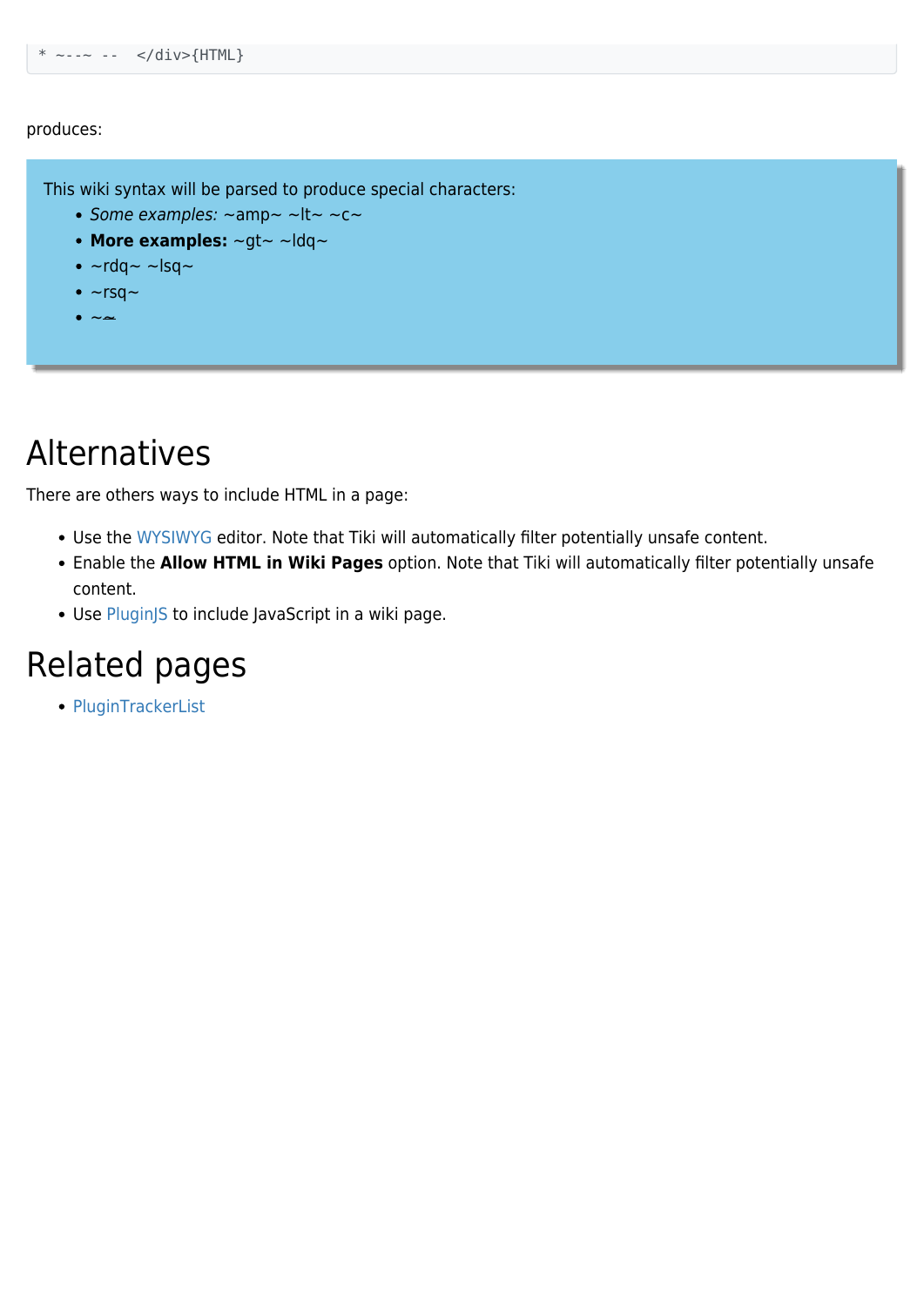```
* ~--~ --  </div>{HTML}
```

produces:

This wiki syntax will be parsed to produce special characters:

- *Some examples:* ~amp~ ~lt~ ~c~
- **More examples:** ~gt~ ~ldq~
- ~rdq~ ~lsq~
- ~rsq~
- ~~

# Alternatives

There are others ways to include HTML in a page:

- Use the WYSIWYG editor. Note that Tiki will automatically filter potentially unsafe content.
- Enable the **Allow HTML in Wiki Pages** option. Note that Tiki will automatically filter potentially unsafe content.
- Use PluginJS to include JavaScript in a wiki page.

# Related pages

- PluginTrackerList